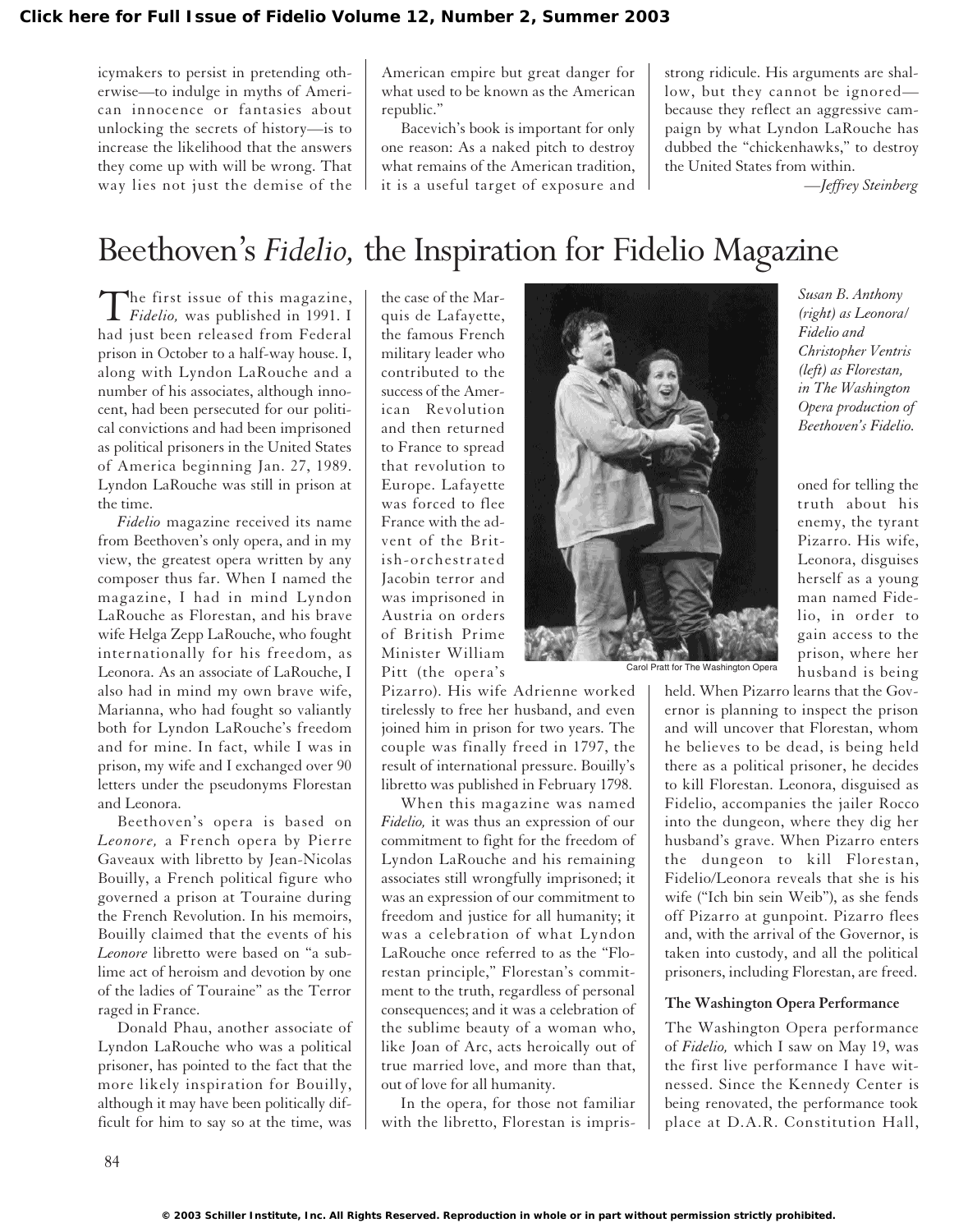icymakers to persist in pretending otherwise—to indulge in myths of American innocence or fantasies about unlocking the secrets of history—is to increase the likelihood that the answers they come up with will be wrong. That way lies not just the demise of the American empire but great danger for what used to be known as the American republic."

Bacevich's book is important for only one reason: As a naked pitch to destroy what remains of the American tradition, it is a useful target of exposure and strong ridicule. His arguments are shallow, but they cannot be ignored—because they reflect an aggressive campaign by what Lyndon LaRouche has dubbed the "chickenhawks," to destroy the United States from within.

—*Jeffrey Steinberg*

# Beethoven's *Fidelio,* the Inspiration for Fidelio Magazine

The first issue of this magazine, *Fidelio,* was published in 1991. I had just been released from Federal prison in October to a half-way house. I, along with Lyndon LaRouche and a number of his associates, although innocent, had been persecuted for our political convictions and had been imprisoned as political prisoners in the United States of America beginning Jan. 27, 1989. Lyndon LaRouche was still in prison at the time.

*Fidelio* magazine received its name from Beethoven's only opera, and in my view, the greatest opera written by any composer thus far. When I named the magazine, I had in mind Lyndon LaRouche as Florestan, and his brave wife Helga Zepp LaRouche, who fought internationally for his freedom, as Leonora. As an associate of LaRouche, I also had in mind my own brave wife, Marianna, who had fought so valiantly both for Lyndon LaRouche's freedom and for mine. In fact, while I was in prison, my wife and I exchanged over 90 letters under the pseudonyms Florestan and Leonora.

Beethoven's opera is based on *Leonore,* a French opera by Pierre Gaveaux with libretto by Jean-Nicolas Bouilly, a French political figure who governed a prison at Touraine during the French Revolution. In his memoirs, Bouilly claimed that the events of his *Leonore* libretto were based on "a sublime act of heroism and devotion by one of the ladies of Touraine" as the Terror raged in France.

Donald Phau, another associate of Lyndon LaRouche who was a political prisoner, has pointed to the fact that the more likely inspiration for Bouilly, although it may have been politically difficult for him to say so at the time, was the case of the Marquis de Lafayette, the famous French military leader who contributed to the success of the American Revolution and then returned to France to spread that revolution to Europe. Lafayette was forced to flee France with the advent of the British-orchestrated Jacobin terror and was imprisoned in Austria on orders of British Prime Minister William Pitt (the opera's Pizarro). His wife Adrienne worked tirelessly to free her husband, and even joined him in prison for two years. The couple was finally freed in 1797, the result of international pressure. Bouilly's libretto was published in February 1798.

When this magazine was named *Fidelio,* it was thus an expression of our commitment to fight for the freedom of Lyndon LaRouche and his remaining associates still wrongfully imprisoned; it was an expression of our commitment to freedom and justice for all humanity; it was a celebration of what Lyndon LaRouche once referred to as the "Florestan principle," Florestan's commitment to the truth, regardless of personal consequences; and it was a celebration of the sublime beauty of a woman who, like Joan of Arc, acts heroically out of true married love, and more than that, out of love for all humanity.

Carol Pratt for The Washington Opera

*Susan B. Anthony (right) as Leonora/Fidelio and Christopher Ventris (left) as Florestan, in The Washington Opera production of Beethoven's Fidelio.*

In the opera, for those not familiar with the libretto, Florestan is imprisoned for telling the truth about his enemy, the tyrant Pizarro. His wife, Leonora, disguises herself as a young man named Fidelio, in order to gain access to the prison, where her husband is being held. When Pizarro learns that the Governor is planning to inspect the prison and will uncover that Florestan, whom he believes to be dead, is being held there as a political prisoner, he decides to kill Florestan. Leonora, disguised as Fidelio, accompanies the jailer Rocco into the dungeon, where they dig her husband's grave. When Pizarro enters the dungeon to kill Florestan, Fidelio/Leonora reveals that she is his wife ("Ich bin sein Weib"), as she fends off Pizarro at gunpoint. Pizarro flees and, with the arrival of the Governor, is taken into custody, and all the political prisoners, including Florestan, are freed.

## The Washington Opera Performance

The Washington Opera performance of *Fidelio,* which I saw on May 19, was the first live performance I have witnessed. Since the Kennedy Center is being renovated, the performance took place at D.A.R. Constitution Hall,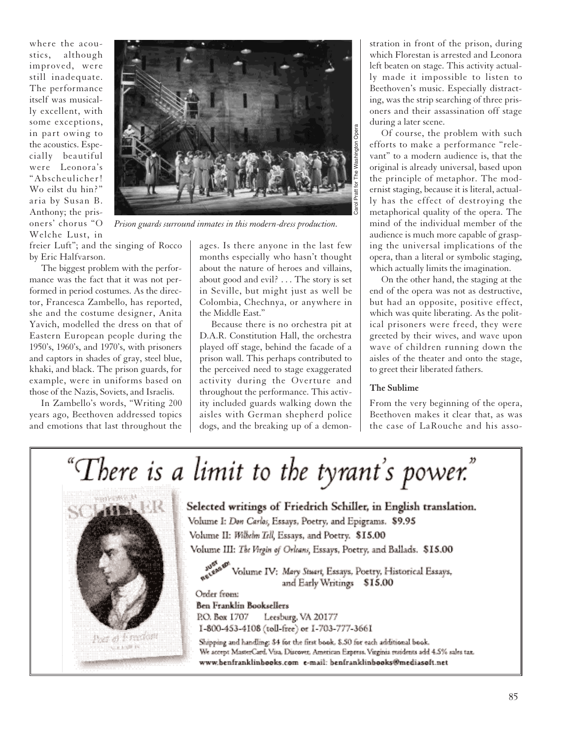where the acoustics, although improved, were still inadequate. The performance itself was musically excellent, with some exceptions, in part owing to the acoustics. Especially beautiful were Leonora's "Abscheulicher! Wo eilst du hin?" aria by Susan B. Anthony; the prisoners' chorus "O Welche Lust, in freier Luft"; and the singing of Rocco by Eric Halfvarson.

*Prison guards surround inmates in this modern-dress production.*

The biggest problem with the performance was the fact that it was not performed in period costumes. As the director, Francesca Zambello, has reported, she and the costume designer, Anita Yavich, modelled the dress on that of Eastern European people during the 1950's, 1960's, and 1970's, with prisoners and captors in shades of gray, steel blue, khaki, and black. The prison guards, for example, were in uniforms based on those of the Nazis, Soviets, and Israelis.

In Zambello's words, "Writing 200 years ago, Beethoven addressed topics and emotions that last throughout the ages. Is there anyone in the last few months especially who hasn't thought about the nature of heroes and villains, about good and evil? . . . The story is set in Seville, but might just as well be Colombia, Chechnya, or anywhere in the Middle East."

Because there is no orchestra pit at D.A.R. Constitution Hall, the orchestra played off stage, behind the facade of a prison wall. This perhaps contributed to the perceived need to stage exaggerated activity during the Overture and throughout the performance. This activity included guards walking down the aisles with German shepherd police dogs, and the breaking up of a demonstration in front of the prison, during which Florestan is arrested and Leonora left beaten on stage. This activity actually made it impossible to listen to Beethoven's music. Especially distracting, was the strip searching of three prisoners and their assassination off stage during a later scene.

Of course, the problem with such efforts to make a performance "relevant" to a modern audience is, that the original is already universal, based upon the principle of metaphor. The modernist staging, because it is literal, actually has the effect of destroying the metaphorical quality of the opera. The mind of the individual member of the audience is much more capable of grasping the universal implications of the opera, than a literal or symbolic staging, which actually limits the imagination.

On the other hand, the staging at the end of the opera was not as destructive, but had an opposite, positive effect, which was quite liberating. As the political prisoners were freed, they were greeted by their wives, and wave upon wave of children running down the aisles of the theater and onto the stage, to greet their liberated fathers.

### The Sublime

From the very beginning of the opera, Beethoven makes it clear that, as was the case of LaRouche and his asso-

"There is a limit to the tyrant's power."

**Selected writings of Friedrich Schiller, in English translation.**

Volume I: *Don Carlos*, Essays, Poetry, and Epigrams. **$9.95**

Volume II: *Wilhelm Tell*, Essays, and Poetry. **$15.00**

Volume III: *The Virgin of Orleans*, Essays, Poetry, and Ballads. **$15.00**

JUST RELEASED! Volume IV: *Mary Stuart*, Essays, Poetry, Historical Essays, and Early Writings **$15.00**

Order from:

**Ben Franklin Booksellers**

P.O. Box 1707 Leesburg, VA 20177

1-800-453-4108 (toll-free) or 1-703-777-3661

Shipping and handling: $4 for the first book, $.50 for each additional book. We accept MasterCard, Visa, Discover, American Express. Virginia residents add 4.5% sales tax.

**www.benfranklinbooks.com e-mail: benfranklinbooks@mediasoft.net**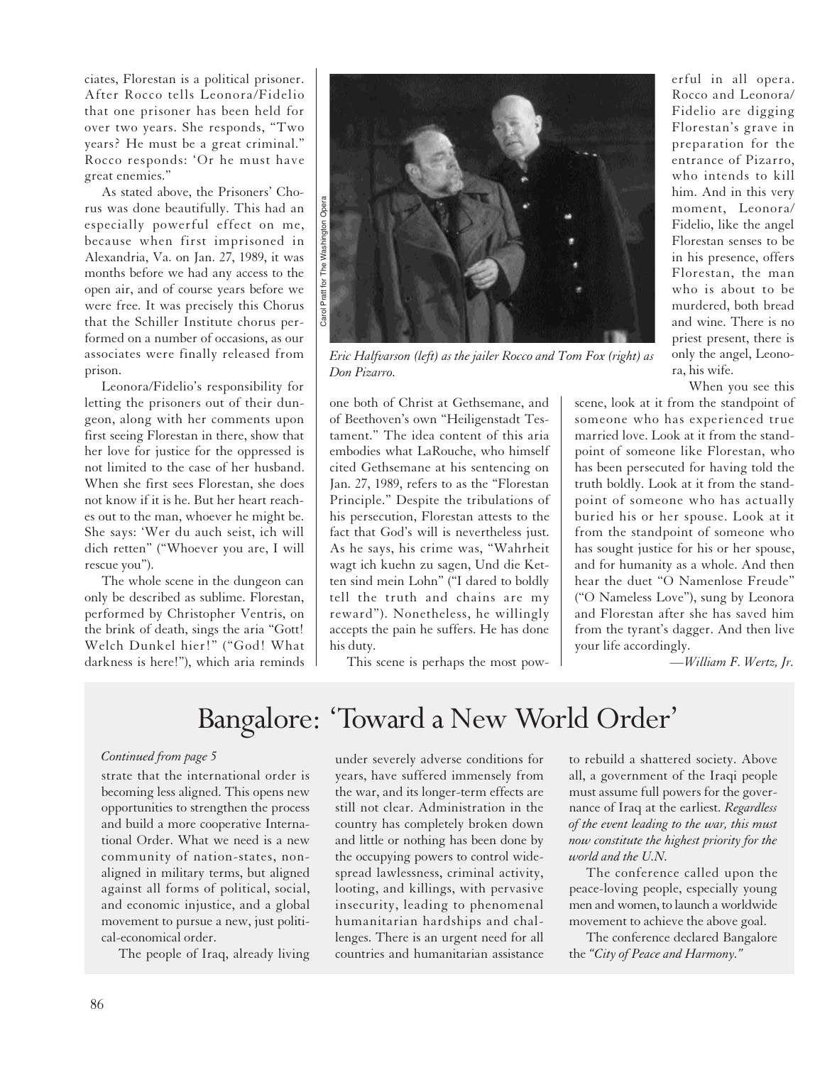ciates, Florestan is a political prisoner. After Rocco tells Leonora/Fidelio that one prisoner has been held for over two years. She responds, "Two years? He must be a great criminal." Rocco responds: 'Or he must have great enemies."

As stated above, the Prisoners' Chorus was done beautifully. This had an especially powerful effect on me, because when first imprisoned in Alexandria, Va. on Jan. 27, 1989, it was months before we had any access to the open air, and of course years before we were free. It was precisely this Chorus that the Schiller Institute chorus performed on a number of occasions, as our associates were finally released from prison.

Leonora/Fidelio's responsibility for letting the prisoners out of their dungeon, along with her comments upon first seeing Florestan in there, show that her love for justice for the oppressed is not limited to the case of her husband. When she first sees Florestan, she does not know if it is he. But her heart reaches out to the man, whoever he might be. She says: 'Wer du auch seist, ich will dich retten" ("Whoever you are, I will rescue you").

The whole scene in the dungeon can only be described as sublime. Florestan, performed by Christopher Ventris, on the brink of death, sings the aria "Gott! Welch Dunkel hier!" ("God! What darkness is here!"), which aria reminds one both of Christ at Gethsemane, and of Beethoven's own "Heiligenstadt Testament." The idea content of this aria embodies what LaRouche, who himself cited Gethsemane at his sentencing on Jan. 27, 1989, refers to as the "Florestan Principle." Despite the tribulations of his persecution, Florestan attests to the fact that God's will is nevertheless just. As he says, his crime was, "Wahrheit wagt ich kuehn zu sagen, Und die Ketten sind mein Lohn" ("I dared to boldly tell the truth and chains are my reward"). Nonetheless, he willingly accepts the pain he suffers. He has done his duty.

Carol Pratt for The Washington Opera

*Eric Halfvarson (left) as the jailer Rocco and Tom Fox (right) as Don Pizarro.*

This scene is perhaps the most powerful in all opera. Rocco and Leonora/Fidelio are digging Florestan's grave in preparation for the entrance of Pizarro, who intends to kill him. And in this very moment, Leonora/Fidelio, like the angel Florestan senses to be in his presence, offers Florestan, the man who is about to be murdered, both bread and wine. There is no priest present, there is only the angel, Leonora, his wife.

When you see this scene, look at it from the standpoint of someone who has experienced true married love. Look at it from the standpoint of someone like Florestan, who has been persecuted for having told the truth boldly. Look at it from the standpoint of someone who has actually buried his or her spouse. Look at it from the standpoint of someone who has sought justice for his or her spouse, and for humanity as a whole. And then hear the duet "O Namenlose Freude" ("O Nameless Love"), sung by Leonora and Florestan after she has saved him from the tyrant's dagger. And then live your life accordingly.

*—William F. Wertz, Jr.*

# Bangalore: 'Toward a New World Order'

*Continued from page 5*

strate that the international order is becoming less aligned. This opens new opportunities to strengthen the process and build a more cooperative International Order. What we need is a new community of nation-states, nonaligned in military terms, but aligned against all forms of political, social, and economic injustice, and a global movement to pursue a new, just political-economical order.

The people of Iraq, already living under severely adverse conditions for years, have suffered immensely from the war, and its longer-term effects are still not clear. Administration in the country has completely broken down and little or nothing has been done by the occupying powers to control widespread lawlessness, criminal activity, looting, and killings, with pervasive insecurity, leading to phenomenal humanitarian hardships and challenges. There is an urgent need for all countries and humanitarian assistance to rebuild a shattered society. Above all, a government of the Iraqi people must assume full powers for the governance of Iraq at the earliest. *Regardless of the event leading to the war, this must now constitute the highest priority for the world and the U.N.*

The conference called upon the peace-loving people, especially young men and women, to launch a worldwide movement to achieve the above goal.

The conference declared Bangalore the *"City of Peace and Harmony."*